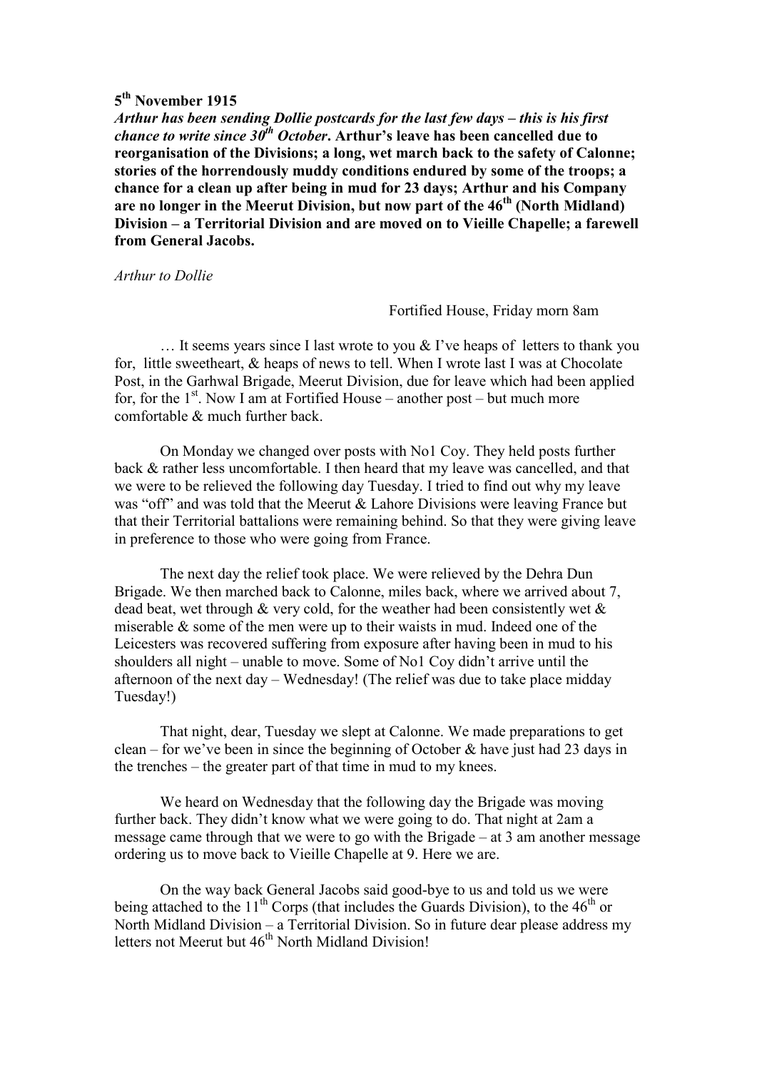**5th November 1915**

***Arthur has been sending Dollie postcards for the last few days – this is his first chance to write since 30th October*. Arthur's leave has been cancelled due to reorganisation of the Divisions; a long, wet march back to the safety of Calonne; stories of the horrendously muddy conditions endured by some of the troops; a chance for a clean up after being in mud for 23 days; Arthur and his Company are no longer in the Meerut Division, but now part of the 46th (North Midland) Division – a Territorial Division and are moved on to Vieille Chapelle; a farewell from General Jacobs.**

*Arthur to Dollie*

Fortified House, Friday morn 8am

… It seems years since I last wrote to you & I've heaps of letters to thank you for, little sweetheart, & heaps of news to tell. When I wrote last I was at Chocolate Post, in the Garhwal Brigade, Meerut Division, due for leave which had been applied for, for the 1st. Now I am at Fortified House – another post – but much more comfortable & much further back.

On Monday we changed over posts with No1 Coy. They held posts further back & rather less uncomfortable. I then heard that my leave was cancelled, and that we were to be relieved the following day Tuesday. I tried to find out why my leave was "off" and was told that the Meerut & Lahore Divisions were leaving France but that their Territorial battalions were remaining behind. So that they were giving leave in preference to those who were going from France.

The next day the relief took place. We were relieved by the Dehra Dun Brigade. We then marched back to Calonne, miles back, where we arrived about 7, dead beat, wet through & very cold, for the weather had been consistently wet & miserable & some of the men were up to their waists in mud. Indeed one of the Leicesters was recovered suffering from exposure after having been in mud to his shoulders all night – unable to move. Some of No1 Coy didn't arrive until the afternoon of the next day – Wednesday! (The relief was due to take place midday Tuesday!)

That night, dear, Tuesday we slept at Calonne. We made preparations to get clean – for we've been in since the beginning of October & have just had 23 days in the trenches – the greater part of that time in mud to my knees.

We heard on Wednesday that the following day the Brigade was moving further back. They didn't know what we were going to do. That night at 2am a message came through that we were to go with the Brigade – at 3 am another message ordering us to move back to Vieille Chapelle at 9. Here we are.

On the way back General Jacobs said good-bye to us and told us we were being attached to the 11th Corps (that includes the Guards Division), to the 46th or North Midland Division – a Territorial Division. So in future dear please address my letters not Meerut but 46th North Midland Division!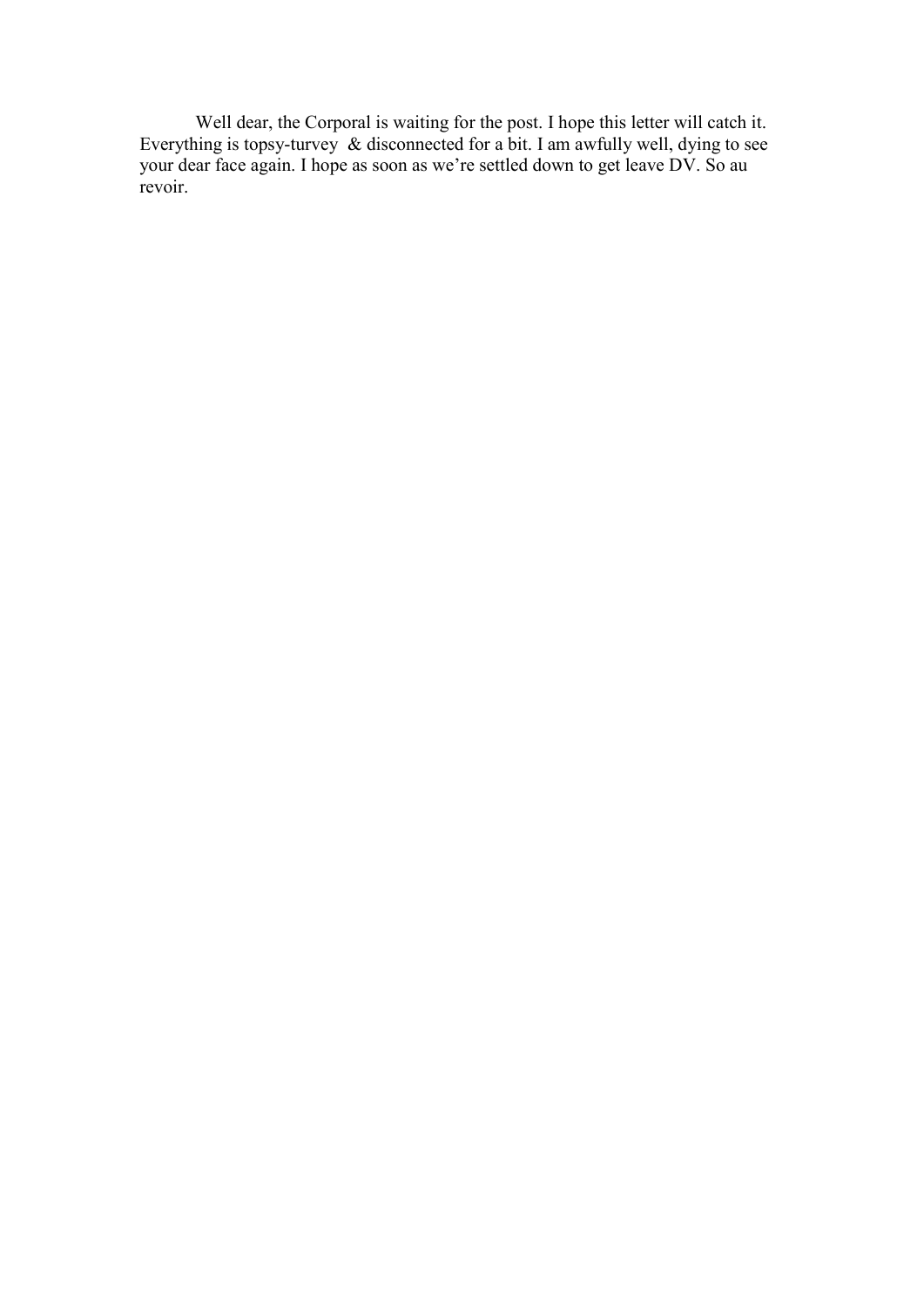Well dear, the Corporal is waiting for the post. I hope this letter will catch it. Everything is topsy-turvey & disconnected for a bit. I am awfully well, dying to see your dear face again. I hope as soon as we're settled down to get leave DV. So au revoir.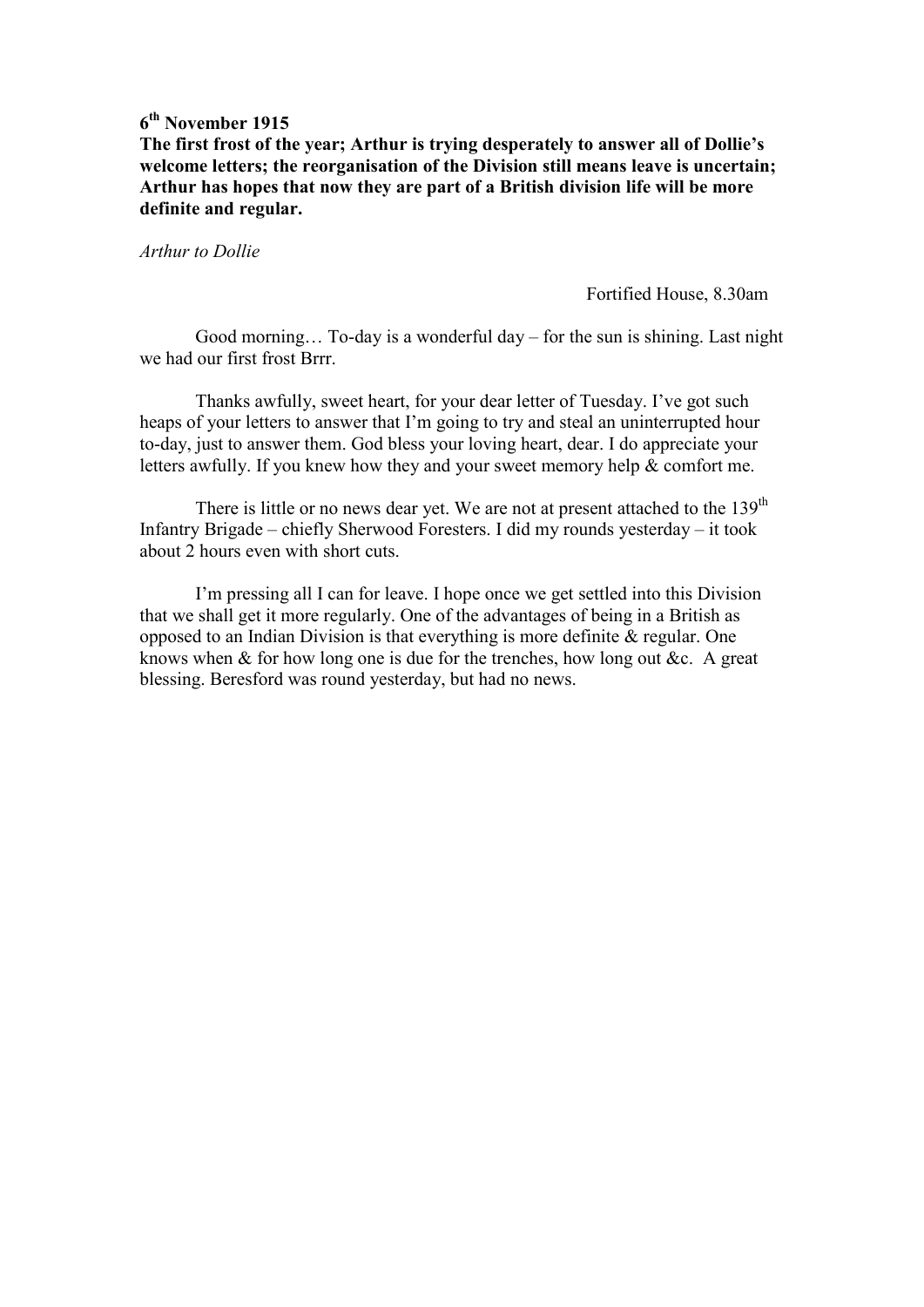**6th November 1915**

**The first frost of the year; Arthur is trying desperately to answer all of Dollie's welcome letters; the reorganisation of the Division still means leave is uncertain; Arthur has hopes that now they are part of a British division life will be more definite and regular.**

*Arthur to Dollie*

Fortified House, 8.30am

Good morning… To-day is a wonderful day – for the sun is shining. Last night we had our first frost Brrr.

Thanks awfully, sweet heart, for your dear letter of Tuesday. I've got such heaps of your letters to answer that I'm going to try and steal an uninterrupted hour to-day, just to answer them. God bless your loving heart, dear. I do appreciate your letters awfully. If you knew how they and your sweet memory help & comfort me.

There is little or no news dear yet. We are not at present attached to the 139th Infantry Brigade – chiefly Sherwood Foresters. I did my rounds yesterday – it took about 2 hours even with short cuts.

I'm pressing all I can for leave. I hope once we get settled into this Division that we shall get it more regularly. One of the advantages of being in a British as opposed to an Indian Division is that everything is more definite & regular. One knows when & for how long one is due for the trenches, how long out &c. A great blessing. Beresford was round yesterday, but had no news.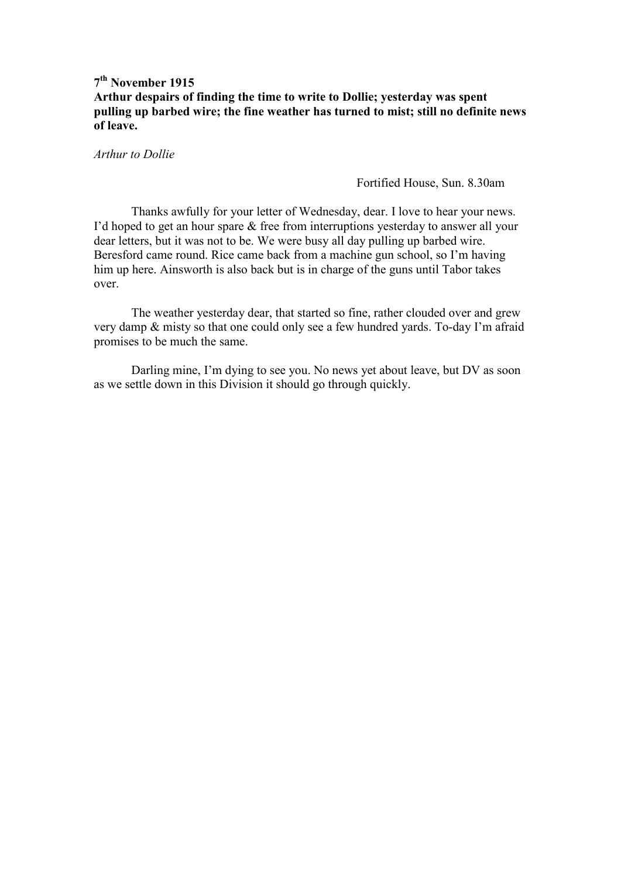**7th November 1915**
**Arthur despairs of finding the time to write to Dollie; yesterday was spent pulling up barbed wire; the fine weather has turned to mist; still no definite news of leave.**

*Arthur to Dollie*

Fortified House, Sun. 8.30am

Thanks awfully for your letter of Wednesday, dear. I love to hear your news. I'd hoped to get an hour spare & free from interruptions yesterday to answer all your dear letters, but it was not to be. We were busy all day pulling up barbed wire. Beresford came round. Rice came back from a machine gun school, so I'm having him up here. Ainsworth is also back but is in charge of the guns until Tabor takes over.

The weather yesterday dear, that started so fine, rather clouded over and grew very damp & misty so that one could only see a few hundred yards. To-day I'm afraid promises to be much the same.

Darling mine, I'm dying to see you. No news yet about leave, but DV as soon as we settle down in this Division it should go through quickly.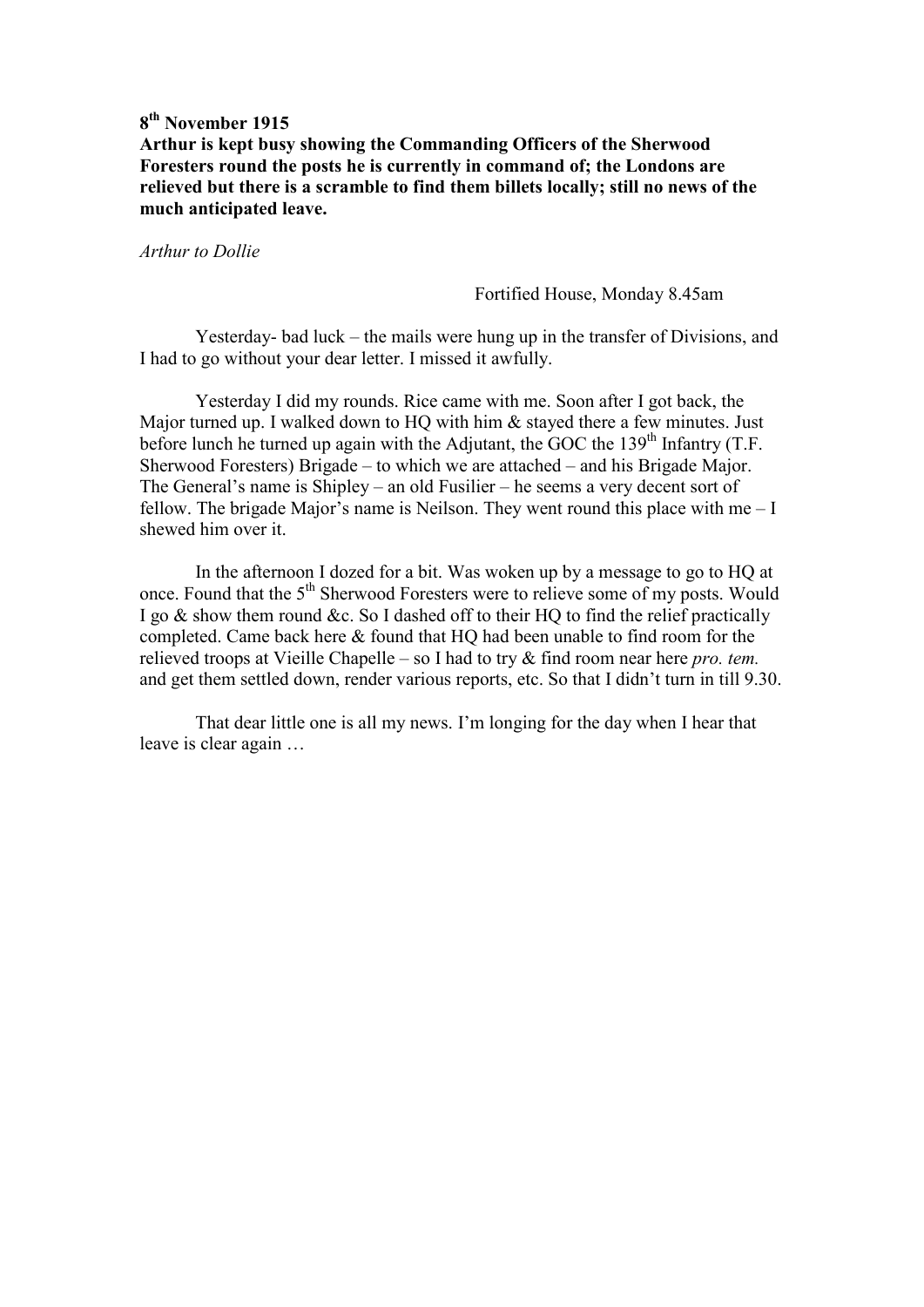**8th November 1915**
**Arthur is kept busy showing the Commanding Officers of the Sherwood Foresters round the posts he is currently in command of; the Londons are relieved but there is a scramble to find them billets locally; still no news of the much anticipated leave.**

*Arthur to Dollie*

Fortified House, Monday 8.45am

Yesterday- bad luck – the mails were hung up in the transfer of Divisions, and I had to go without your dear letter. I missed it awfully.

Yesterday I did my rounds. Rice came with me. Soon after I got back, the Major turned up. I walked down to HQ with him & stayed there a few minutes. Just before lunch he turned up again with the Adjutant, the GOC the 139th Infantry (T.F. Sherwood Foresters) Brigade – to which we are attached – and his Brigade Major. The General's name is Shipley – an old Fusilier – he seems a very decent sort of fellow. The brigade Major's name is Neilson. They went round this place with me – I shewed him over it.

In the afternoon I dozed for a bit. Was woken up by a message to go to HQ at once. Found that the 5th Sherwood Foresters were to relieve some of my posts. Would I go & show them round &c. So I dashed off to their HQ to find the relief practically completed. Came back here & found that HQ had been unable to find room for the relieved troops at Vieille Chapelle – so I had to try & find room near here *pro. tem.* and get them settled down, render various reports, etc. So that I didn't turn in till 9.30.

That dear little one is all my news. I'm longing for the day when I hear that leave is clear again …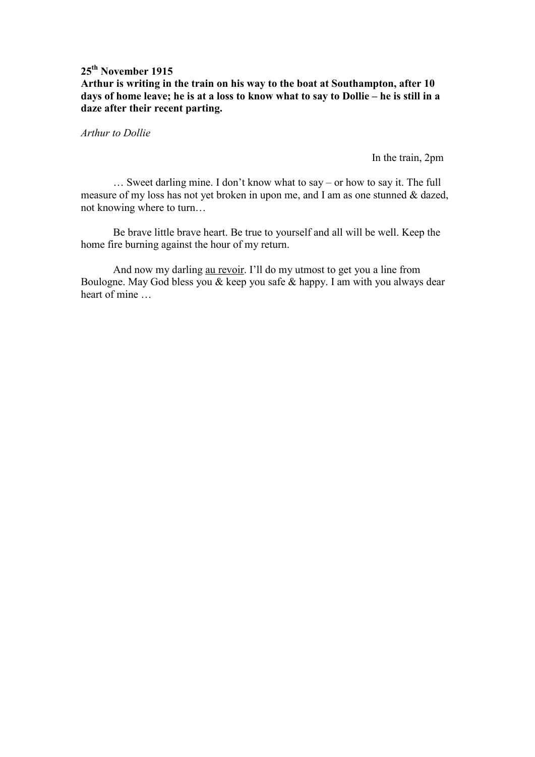**25th November 1915**
**Arthur is writing in the train on his way to the boat at Southampton, after 10 days of home leave; he is at a loss to know what to say to Dollie – he is still in a daze after their recent parting.**

*Arthur to Dollie*

In the train, 2pm

… Sweet darling mine. I don't know what to say – or how to say it. The full measure of my loss has not yet broken in upon me, and I am as one stunned & dazed, not knowing where to turn…

Be brave little brave heart. Be true to yourself and all will be well. Keep the home fire burning against the hour of my return.

And now my darling au revoir. I'll do my utmost to get you a line from Boulogne. May God bless you & keep you safe & happy. I am with you always dear heart of mine …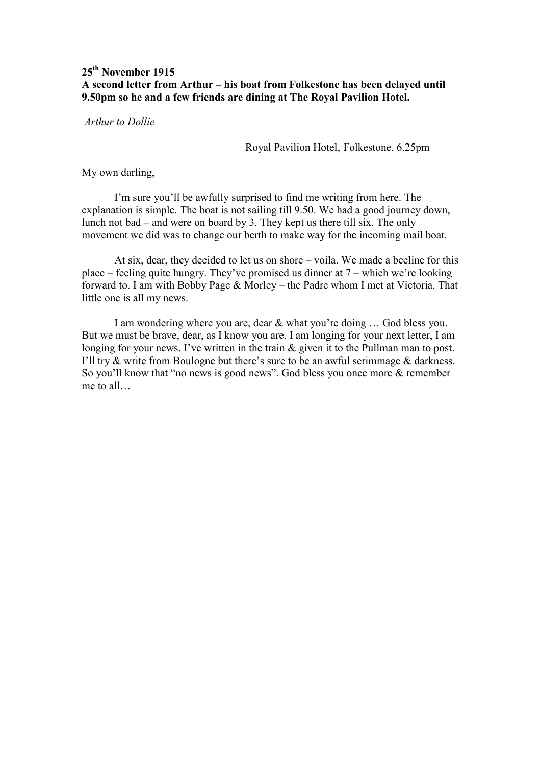**25th November 1915**
**A second letter from Arthur – his boat from Folkestone has been delayed until 9.50pm so he and a few friends are dining at The Royal Pavilion Hotel.**

*Arthur to Dollie*

Royal Pavilion Hotel, Folkestone, 6.25pm

My own darling,

I'm sure you'll be awfully surprised to find me writing from here. The explanation is simple. The boat is not sailing till 9.50. We had a good journey down, lunch not bad – and were on board by 3. They kept us there till six. The only movement we did was to change our berth to make way for the incoming mail boat.

At six, dear, they decided to let us on shore – voila. We made a beeline for this place – feeling quite hungry. They've promised us dinner at 7 – which we're looking forward to. I am with Bobby Page & Morley – the Padre whom I met at Victoria. That little one is all my news.

I am wondering where you are, dear & what you're doing … God bless you. But we must be brave, dear, as I know you are. I am longing for your next letter, I am longing for your news. I've written in the train & given it to the Pullman man to post. I'll try & write from Boulogne but there's sure to be an awful scrimmage & darkness. So you'll know that "no news is good news". God bless you once more & remember me to all…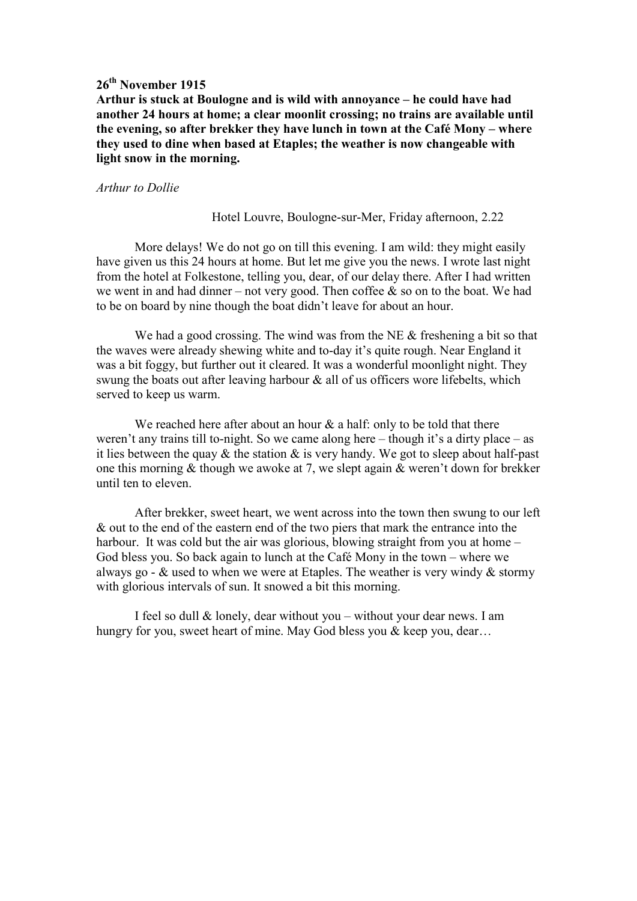**26th November 1915**
**Arthur is stuck at Boulogne and is wild with annoyance – he could have had another 24 hours at home; a clear moonlit crossing; no trains are available until the evening, so after brekker they have lunch in town at the Café Mony – where they used to dine when based at Etaples; the weather is now changeable with light snow in the morning.**

*Arthur to Dollie*

Hotel Louvre, Boulogne-sur-Mer, Friday afternoon, 2.22

More delays! We do not go on till this evening. I am wild: they might easily have given us this 24 hours at home. But let me give you the news. I wrote last night from the hotel at Folkestone, telling you, dear, of our delay there. After I had written we went in and had dinner – not very good. Then coffee & so on to the boat. We had to be on board by nine though the boat didn't leave for about an hour.

We had a good crossing. The wind was from the NE & freshening a bit so that the waves were already shewing white and to-day it's quite rough. Near England it was a bit foggy, but further out it cleared. It was a wonderful moonlight night. They swung the boats out after leaving harbour & all of us officers wore lifebelts, which served to keep us warm.

We reached here after about an hour & a half: only to be told that there weren't any trains till to-night. So we came along here – though it's a dirty place – as it lies between the quay & the station & is very handy. We got to sleep about half-past one this morning & though we awoke at 7, we slept again & weren't down for brekker until ten to eleven.

After brekker, sweet heart, we went across into the town then swung to our left & out to the end of the eastern end of the two piers that mark the entrance into the harbour. It was cold but the air was glorious, blowing straight from you at home – God bless you. So back again to lunch at the Café Mony in the town – where we always go - & used to when we were at Etaples. The weather is very windy & stormy with glorious intervals of sun. It snowed a bit this morning.

I feel so dull & lonely, dear without you – without your dear news. I am hungry for you, sweet heart of mine. May God bless you & keep you, dear…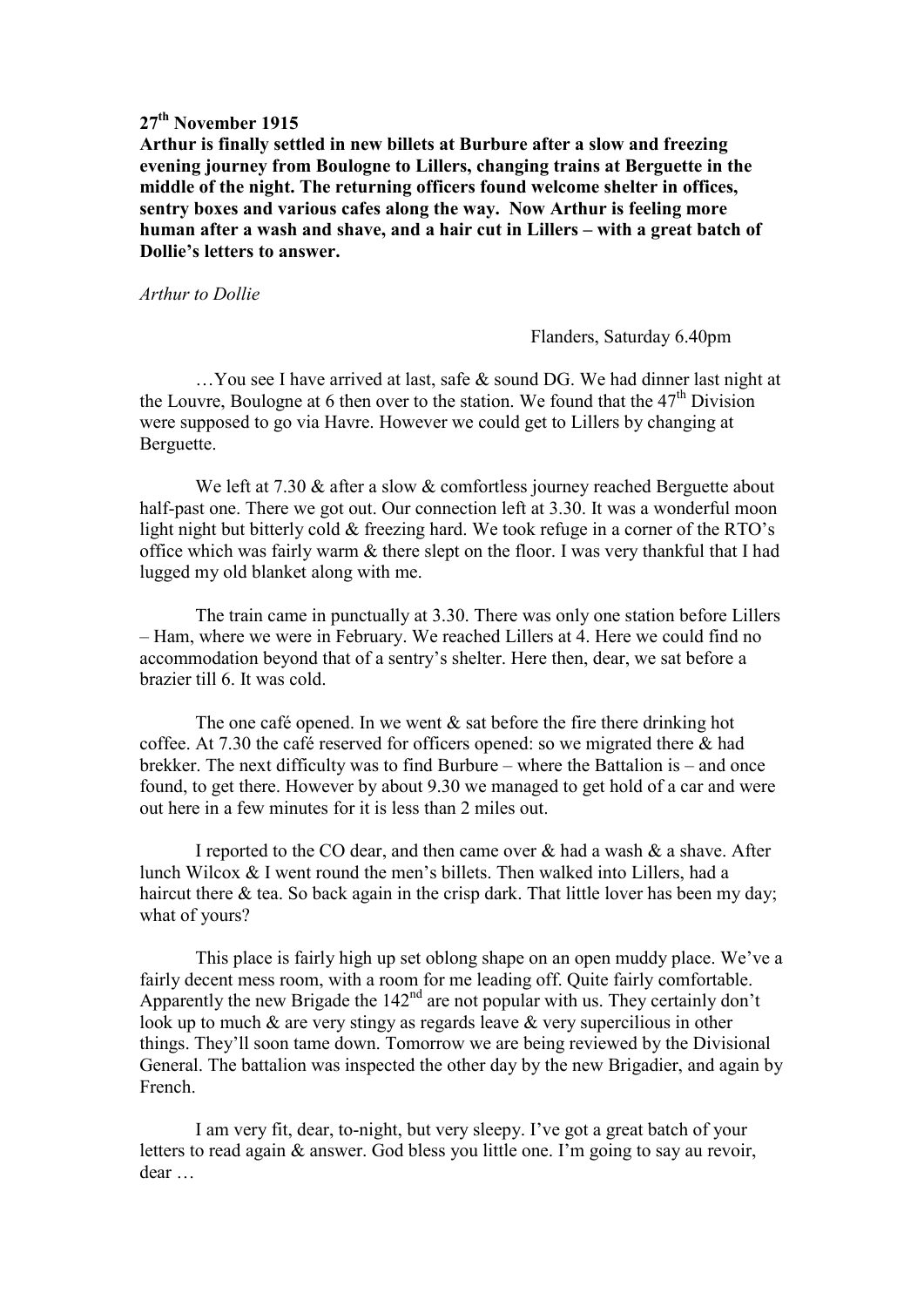**27th November 1915**

**Arthur is finally settled in new billets at Burbure after a slow and freezing evening journey from Boulogne to Lillers, changing trains at Berguette in the middle of the night. The returning officers found welcome shelter in offices, sentry boxes and various cafes along the way. Now Arthur is feeling more human after a wash and shave, and a hair cut in Lillers – with a great batch of Dollie's letters to answer.**

*Arthur to Dollie*

Flanders, Saturday 6.40pm

…You see I have arrived at last, safe & sound DG. We had dinner last night at the Louvre, Boulogne at 6 then over to the station. We found that the 47th Division were supposed to go via Havre. However we could get to Lillers by changing at Berguette.

We left at 7.30 & after a slow & comfortless journey reached Berguette about half-past one. There we got out. Our connection left at 3.30. It was a wonderful moon light night but bitterly cold & freezing hard. We took refuge in a corner of the RTO's office which was fairly warm & there slept on the floor. I was very thankful that I had lugged my old blanket along with me.

The train came in punctually at 3.30. There was only one station before Lillers – Ham, where we were in February. We reached Lillers at 4. Here we could find no accommodation beyond that of a sentry's shelter. Here then, dear, we sat before a brazier till 6. It was cold.

The one café opened. In we went & sat before the fire there drinking hot coffee. At 7.30 the café reserved for officers opened: so we migrated there & had brekker. The next difficulty was to find Burbure – where the Battalion is – and once found, to get there. However by about 9.30 we managed to get hold of a car and were out here in a few minutes for it is less than 2 miles out.

I reported to the CO dear, and then came over & had a wash & a shave. After lunch Wilcox & I went round the men's billets. Then walked into Lillers, had a haircut there & tea. So back again in the crisp dark. That little lover has been my day; what of yours?

This place is fairly high up set oblong shape on an open muddy place. We've a fairly decent mess room, with a room for me leading off. Quite fairly comfortable. Apparently the new Brigade the 142nd are not popular with us. They certainly don't look up to much & are very stingy as regards leave & very supercilious in other things. They'll soon tame down. Tomorrow we are being reviewed by the Divisional General. The battalion was inspected the other day by the new Brigadier, and again by French.

I am very fit, dear, to-night, but very sleepy. I've got a great batch of your letters to read again & answer. God bless you little one. I'm going to say au revoir, dear …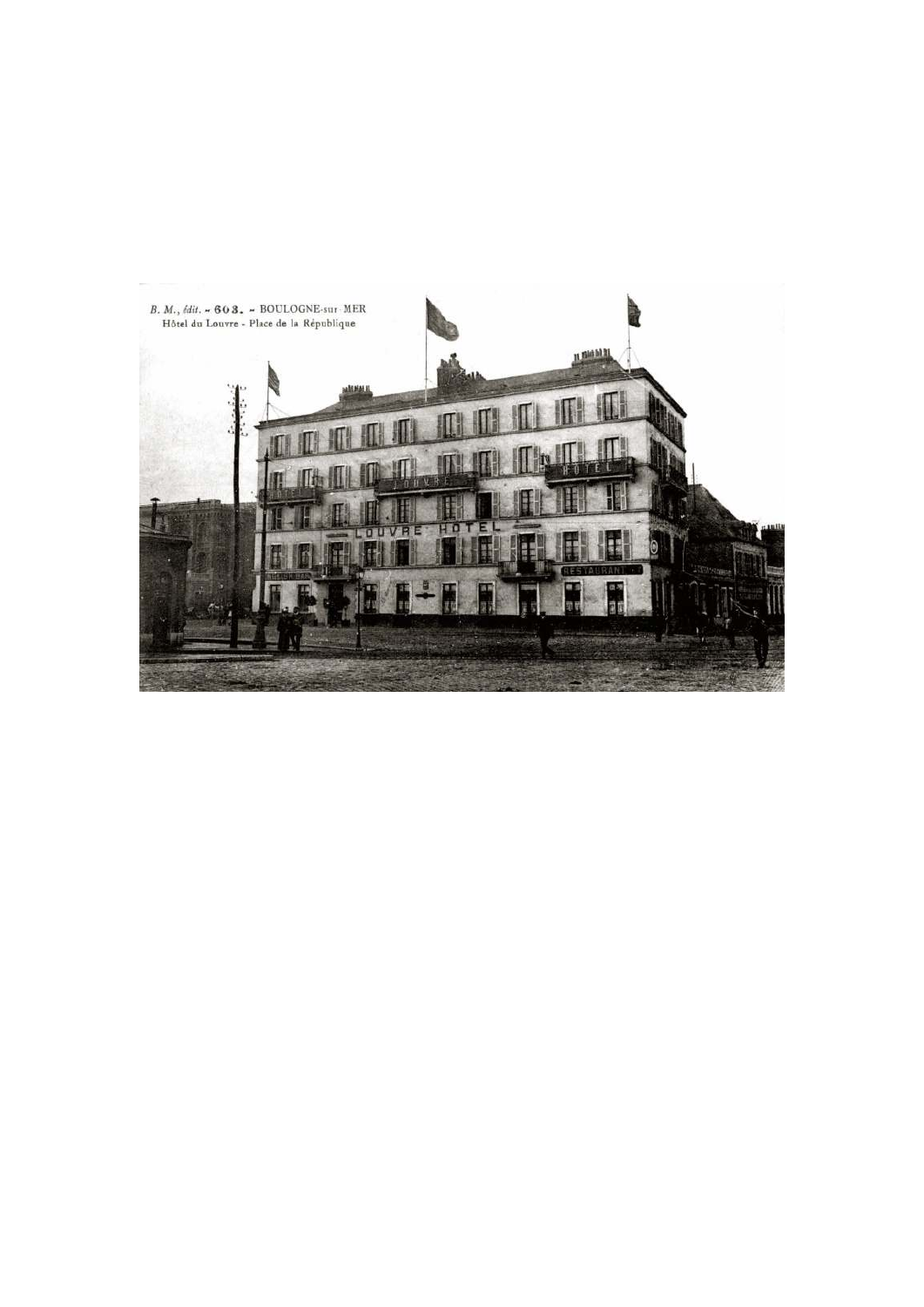B. M., édit. – 603. – BOULOGNE-sur-MER

Hôtel du Louvre - Place de la République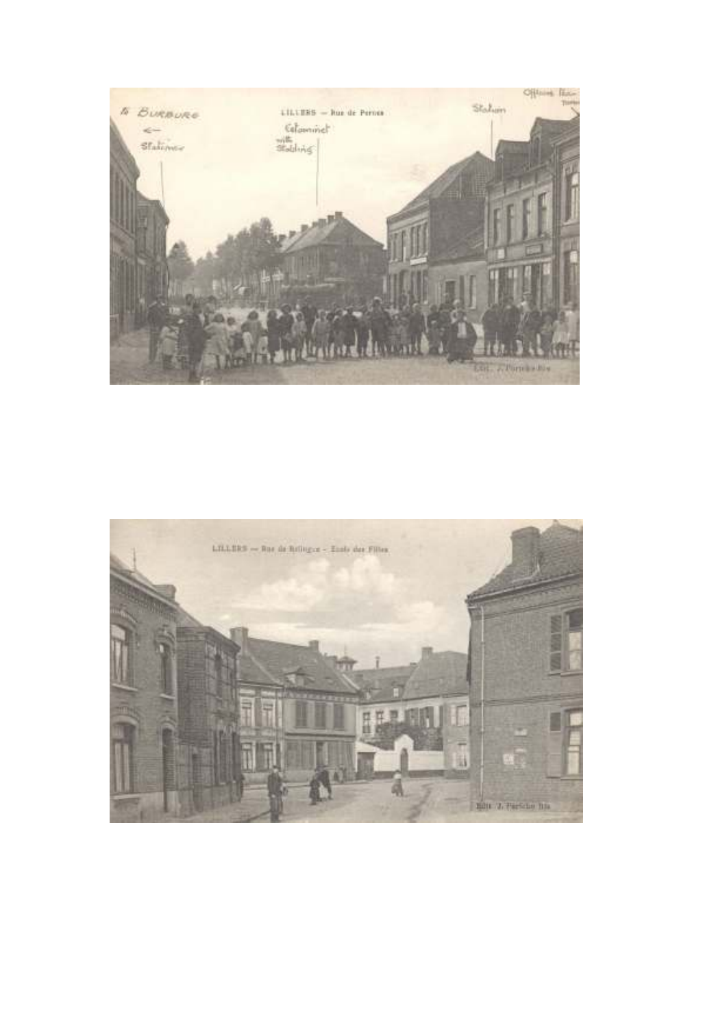LILLERS — Rue de Pernes

to BURBURE ← Stationer

Estaminet with Stabling

Station

Officers Rec Tortes

Edit. J. Parsche fils

LILLERS — Rue de Rellingue - Ecole des Filles

Edit. J. Parsche fils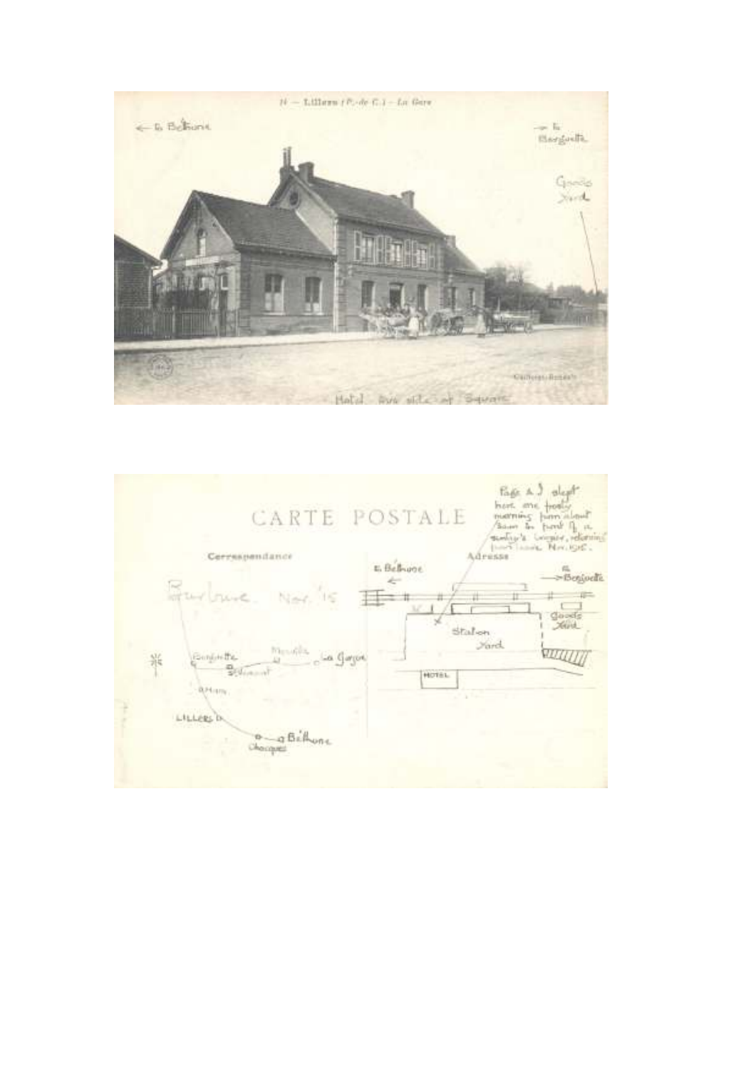14 — Lillers (P.-de-C.) — La Gare

← to Béthune

→ to Berguette

Goods Yard

Hotel Ave site of Square

CARTE POSTALE

Correspondance

Adresse

Page & I slept here one frosty morning from about 3am to front of a sentry's brazier, returning from leave Nov. 1915.

Burbure Nov. '15

Berguette — Mouille — La Gorgue

St. Venant

Ham

LILLERS

Chocques — Béthune

to Béthune ←

→ to Berguette

Goods Yard

Station Yard

HOTEL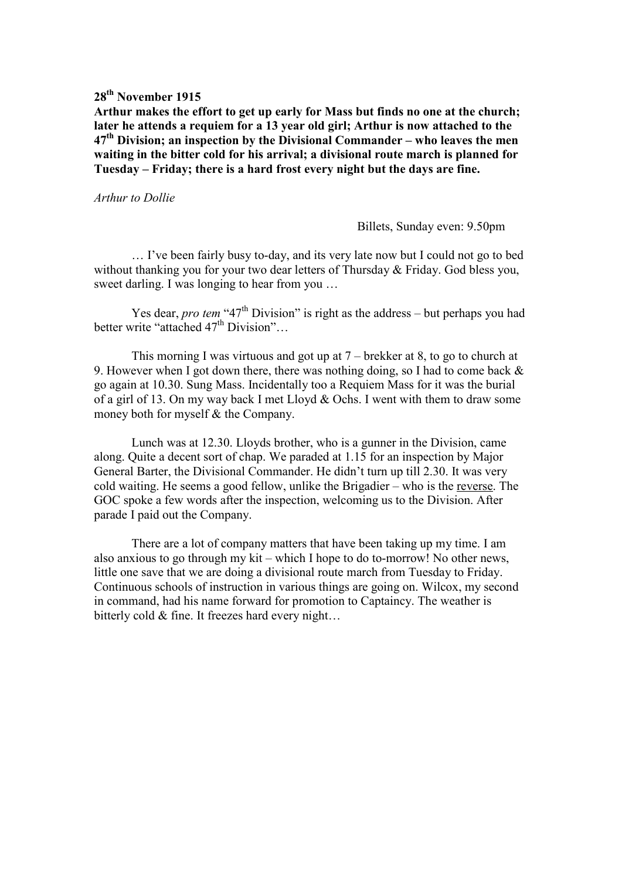**28th November 1915**

**Arthur makes the effort to get up early for Mass but finds no one at the church; later he attends a requiem for a 13 year old girl; Arthur is now attached to the 47th Division; an inspection by the Divisional Commander – who leaves the men waiting in the bitter cold for his arrival; a divisional route march is planned for Tuesday – Friday; there is a hard frost every night but the days are fine.**

*Arthur to Dollie*

Billets, Sunday even: 9.50pm

… I've been fairly busy to-day, and its very late now but I could not go to bed without thanking you for your two dear letters of Thursday & Friday. God bless you, sweet darling. I was longing to hear from you …

Yes dear, *pro tem* "47th Division" is right as the address – but perhaps you had better write "attached 47th Division"…

This morning I was virtuous and got up at 7 – brekker at 8, to go to church at 9. However when I got down there, there was nothing doing, so I had to come back & go again at 10.30. Sung Mass. Incidentally too a Requiem Mass for it was the burial of a girl of 13. On my way back I met Lloyd & Ochs. I went with them to draw some money both for myself & the Company.

Lunch was at 12.30. Lloyds brother, who is a gunner in the Division, came along. Quite a decent sort of chap. We paraded at 1.15 for an inspection by Major General Barter, the Divisional Commander. He didn't turn up till 2.30. It was very cold waiting. He seems a good fellow, unlike the Brigadier – who is the <u>reverse</u>. The GOC spoke a few words after the inspection, welcoming us to the Division. After parade I paid out the Company.

There are a lot of company matters that have been taking up my time. I am also anxious to go through my kit – which I hope to do to-morrow! No other news, little one save that we are doing a divisional route march from Tuesday to Friday. Continuous schools of instruction in various things are going on. Wilcox, my second in command, had his name forward for promotion to Captaincy. The weather is bitterly cold & fine. It freezes hard every night…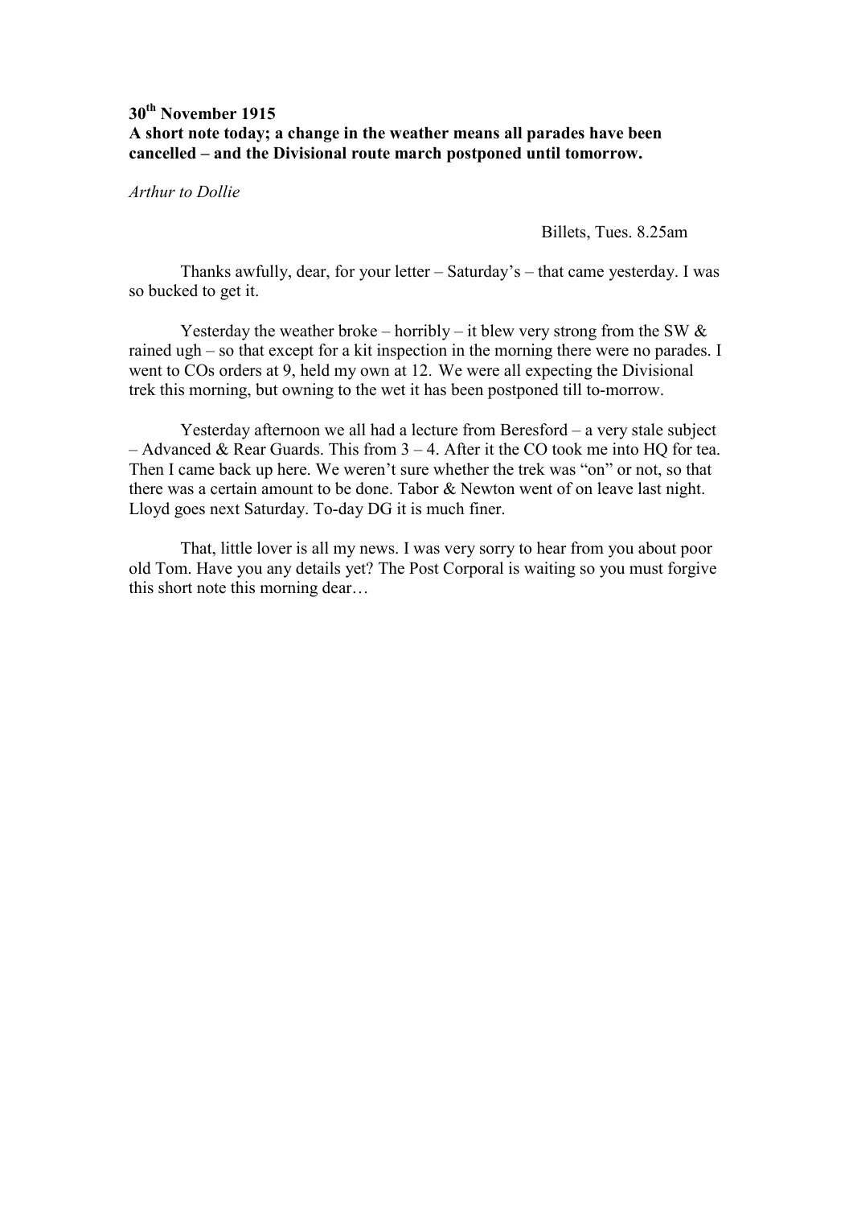**30th November 1915**
**A short note today; a change in the weather means all parades have been cancelled – and the Divisional route march postponed until tomorrow.**

*Arthur to Dollie*

Billets, Tues. 8.25am

Thanks awfully, dear, for your letter – Saturday's – that came yesterday. I was so bucked to get it.

Yesterday the weather broke – horribly – it blew very strong from the SW & rained ugh – so that except for a kit inspection in the morning there were no parades. I went to COs orders at 9, held my own at 12. We were all expecting the Divisional trek this morning, but owning to the wet it has been postponed till to-morrow.

Yesterday afternoon we all had a lecture from Beresford – a very stale subject – Advanced & Rear Guards. This from 3 – 4. After it the CO took me into HQ for tea. Then I came back up here. We weren't sure whether the trek was "on" or not, so that there was a certain amount to be done. Tabor & Newton went of on leave last night. Lloyd goes next Saturday. To-day DG it is much finer.

That, little lover is all my news. I was very sorry to hear from you about poor old Tom. Have you any details yet? The Post Corporal is waiting so you must forgive this short note this morning dear…